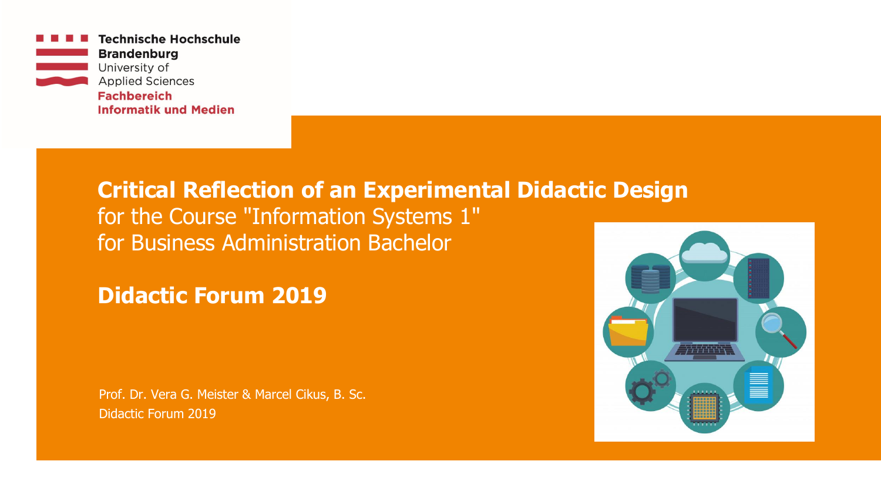Technische Hochschule **Brandenburg**
University of Applied Sciences
**Fachbereich Informatik und Medien**

# Critical Reflection of an Experimental Didactic Design

for the Course "Information Systems 1"
for Business Administration Bachelor

## Didactic Forum 2019

Prof. Dr. Vera G. Meister & Marcel Cikus, B. Sc.
Didactic Forum 2019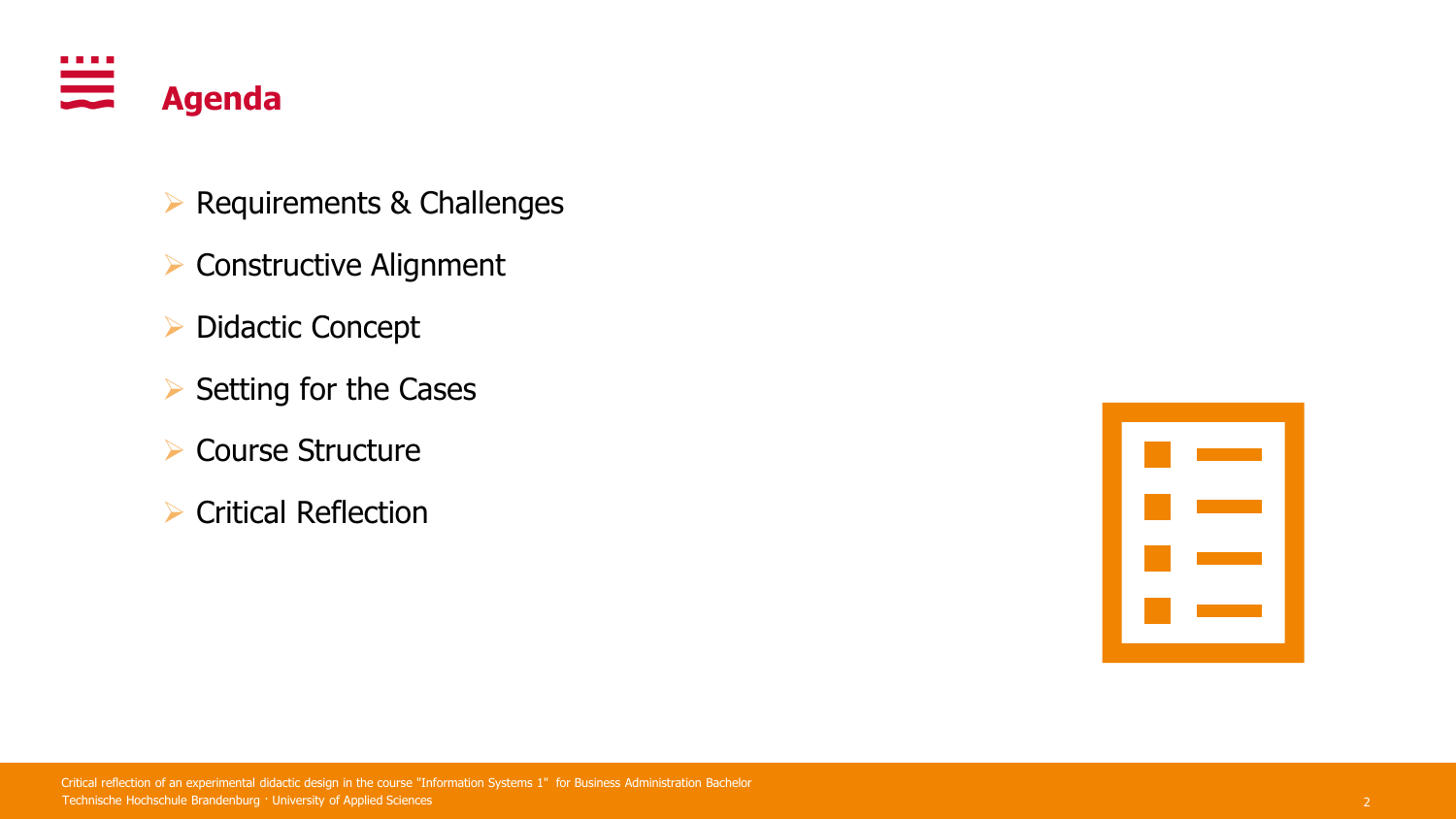# Agenda

- Requirements & Challenges
- Constructive Alignment
- Didactic Concept
- Setting for the Cases
- Course Structure
- Critical Reflection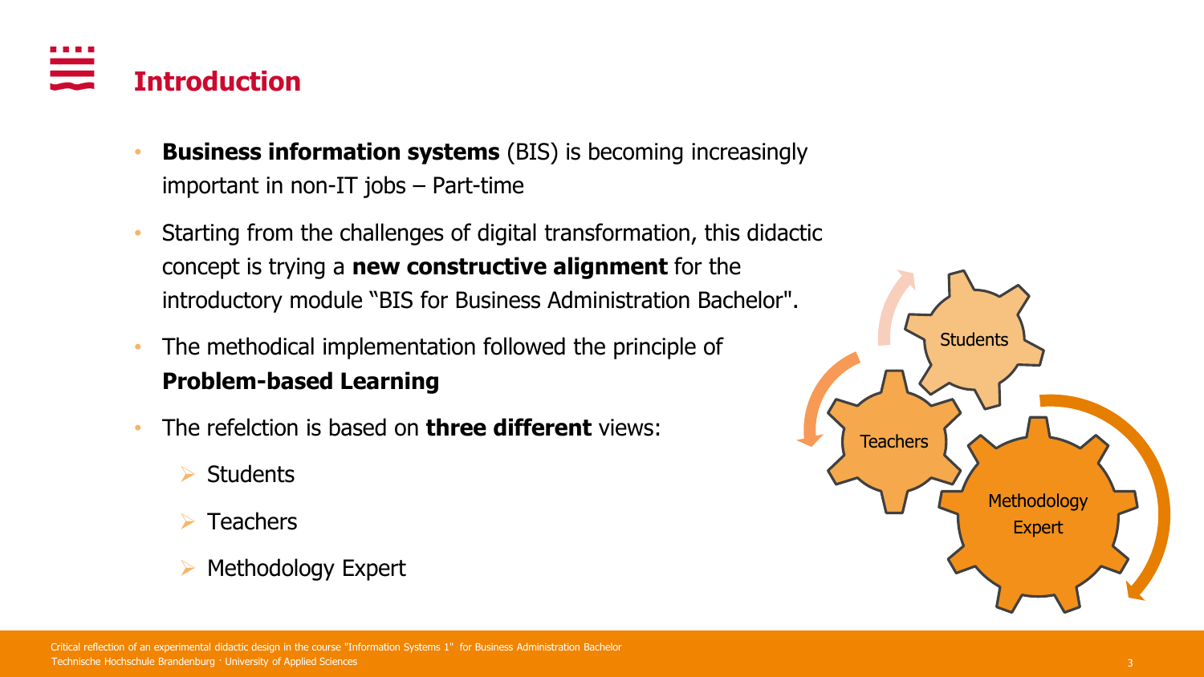# Introduction

- **Business information systems** (BIS) is becoming increasingly important in non-IT jobs – Part-time
- Starting from the challenges of digital transformation, this didactic concept is trying a **new constructive alignment** for the introductory module "BIS for Business Administration Bachelor".
- The methodical implementation followed the principle of **Problem-based Learning**
- The refelction is based on **three different** views:
  - Students
  - Teachers
  - Methodology Expert

Students

Teachers

Methodology Expert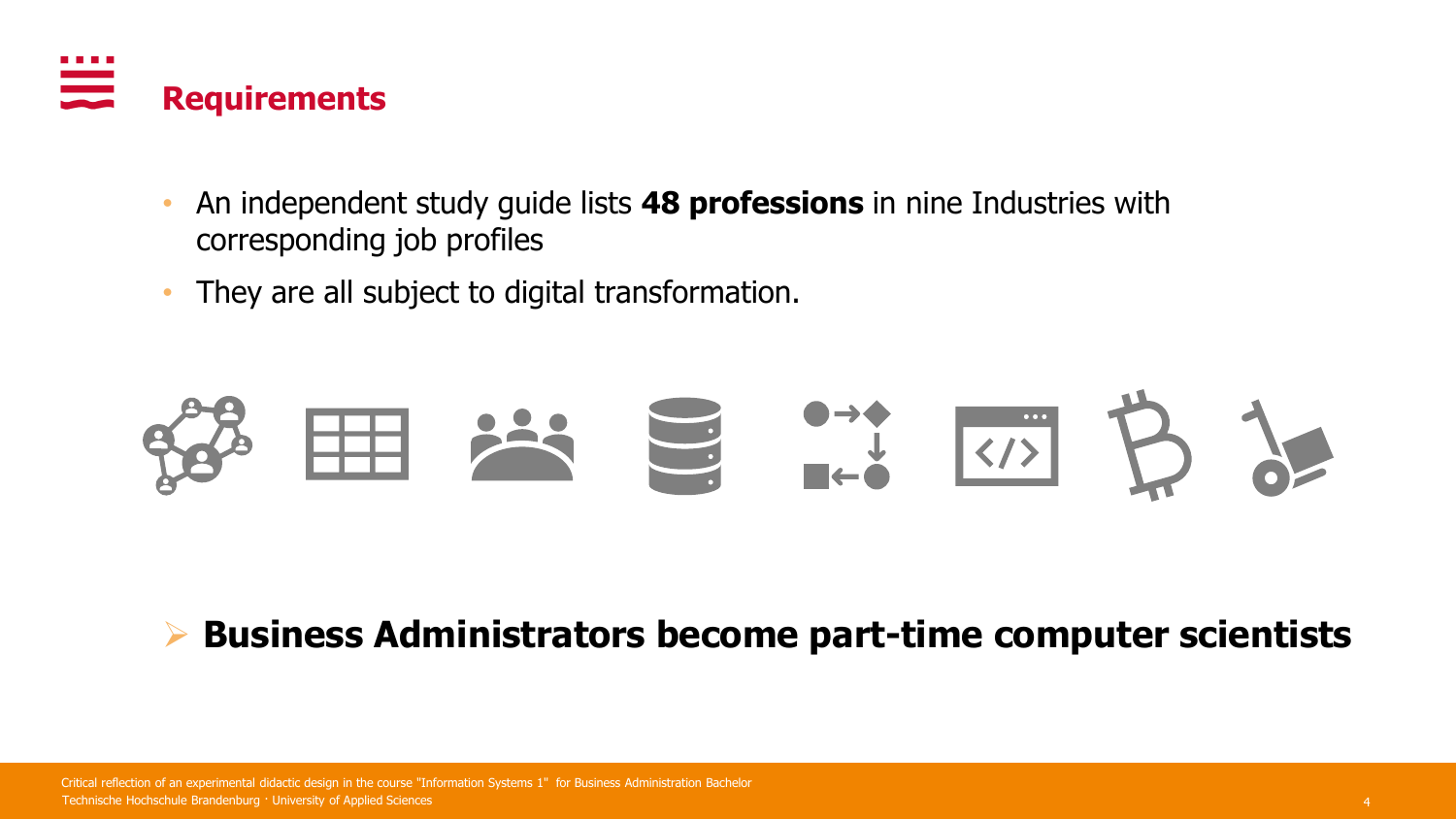# Requirements

- An independent study guide lists **48 professions** in nine Industries with corresponding job profiles
- They are all subject to digital transformation.

➢ **Business Administrators become part-time computer scientists**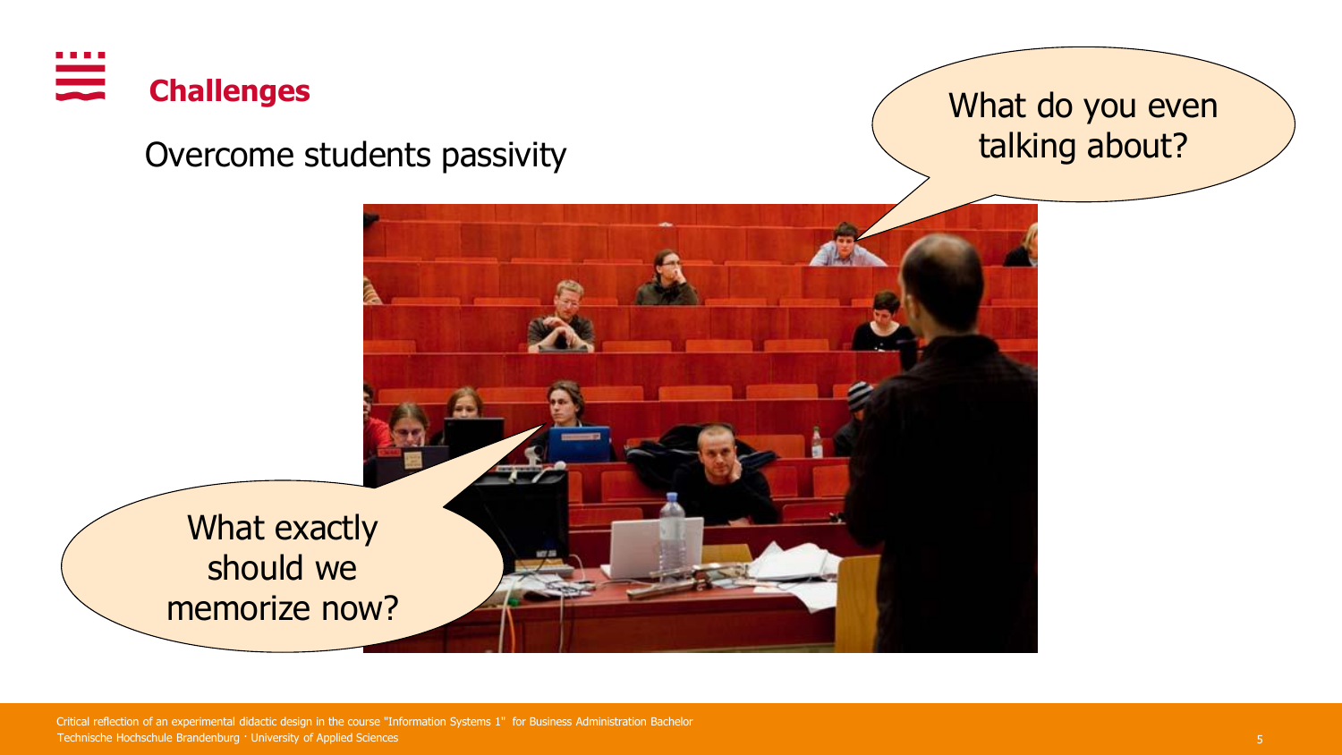## Challenges

Overcome students passivity

What do you even talking about?

What exactly should we memorize now?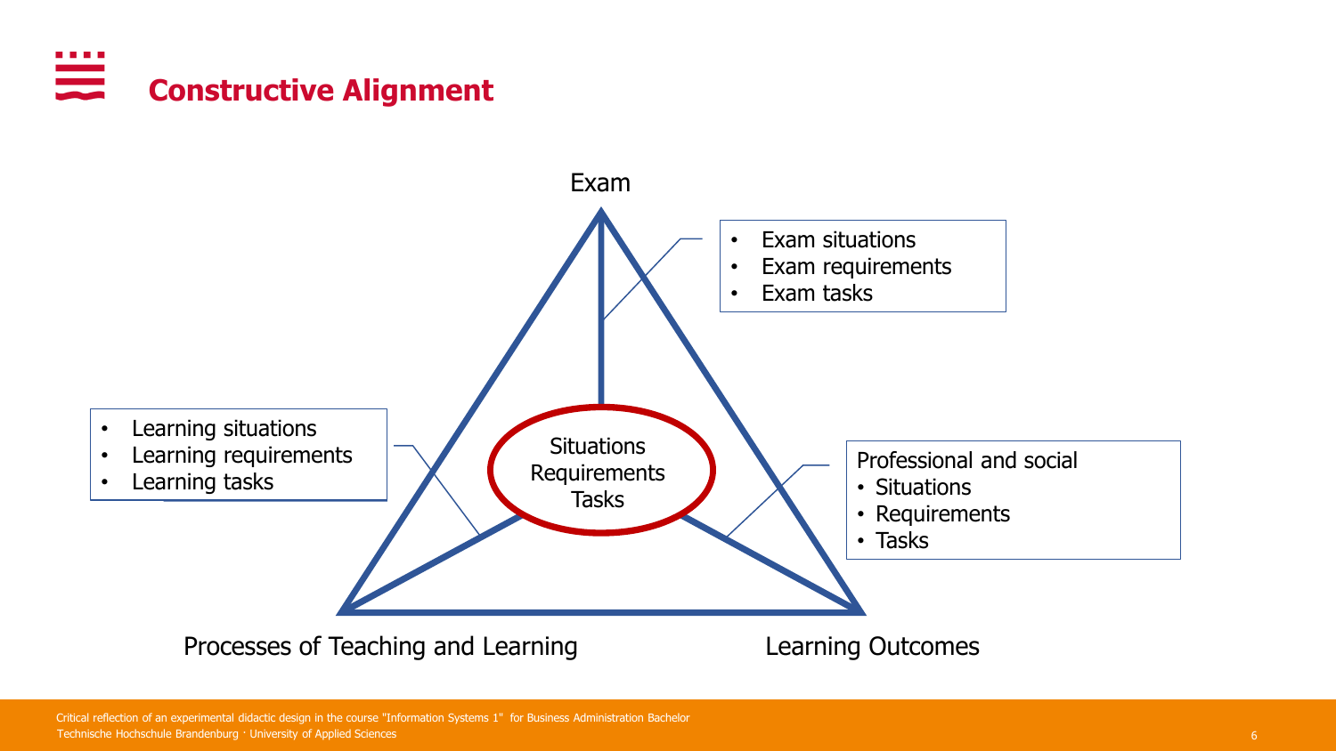# Constructive Alignment

Exam

- Exam situations
- Exam requirements
- Exam tasks

- Learning situations
- Learning requirements
- Learning tasks

Situations
Requirements
Tasks

Professional and social
- Situations
- Requirements
- Tasks

Processes of Teaching and Learning

Learning Outcomes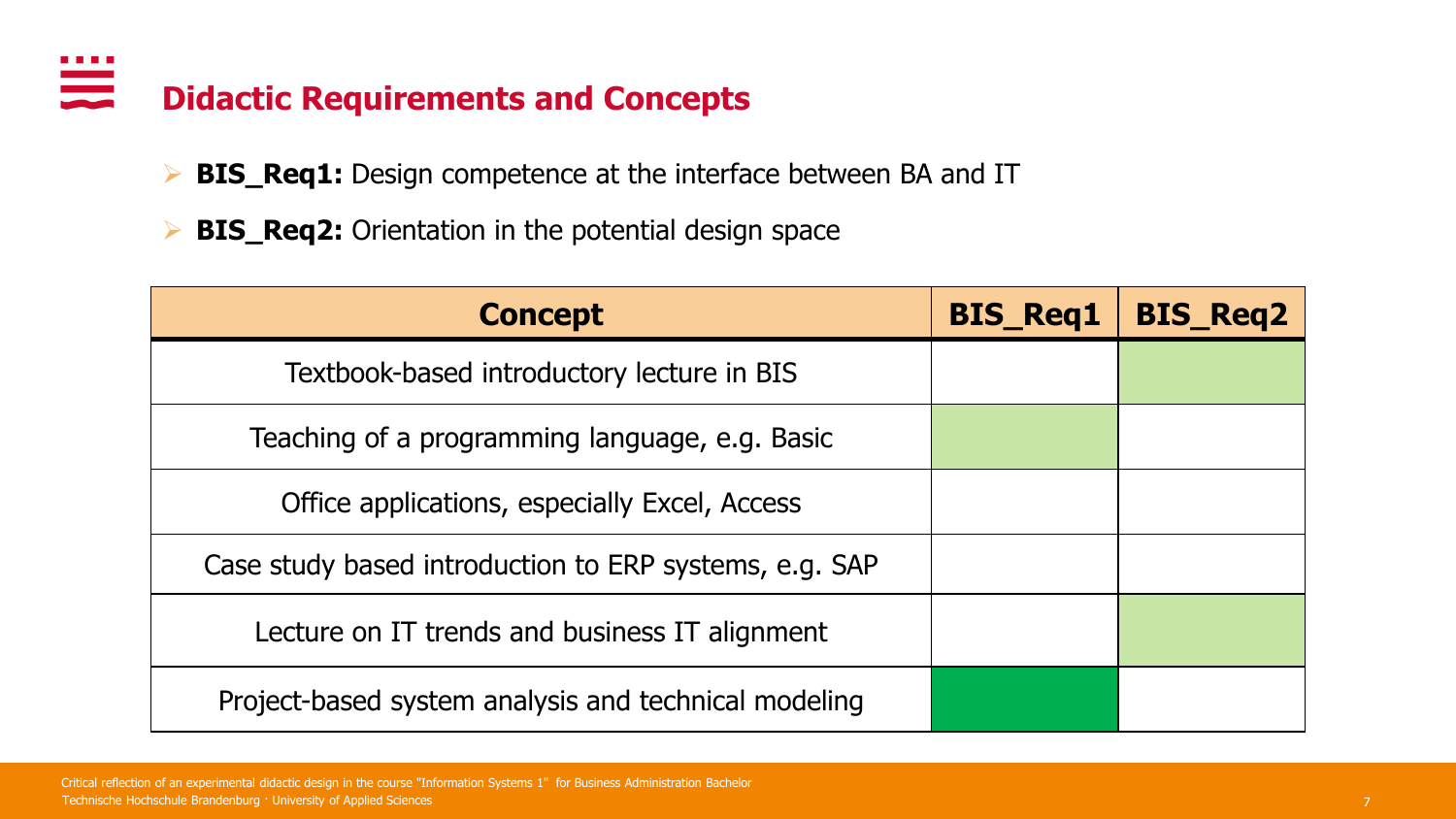# Didactic Requirements and Concepts

- **BIS_Req1:** Design competence at the interface between BA and IT
- **BIS_Req2:** Orientation in the potential design space

| Concept | BIS_Req1 | BIS_Req2 |
|---|---|---|
| Textbook-based introductory lecture in BIS | | |
| Teaching of a programming language, e.g. Basic | | |
| Office applications, especially Excel, Access | | |
| Case study based introduction to ERP systems, e.g. SAP | | |
| Lecture on IT trends and business IT alignment | | |
| Project-based system analysis and technical modeling | | |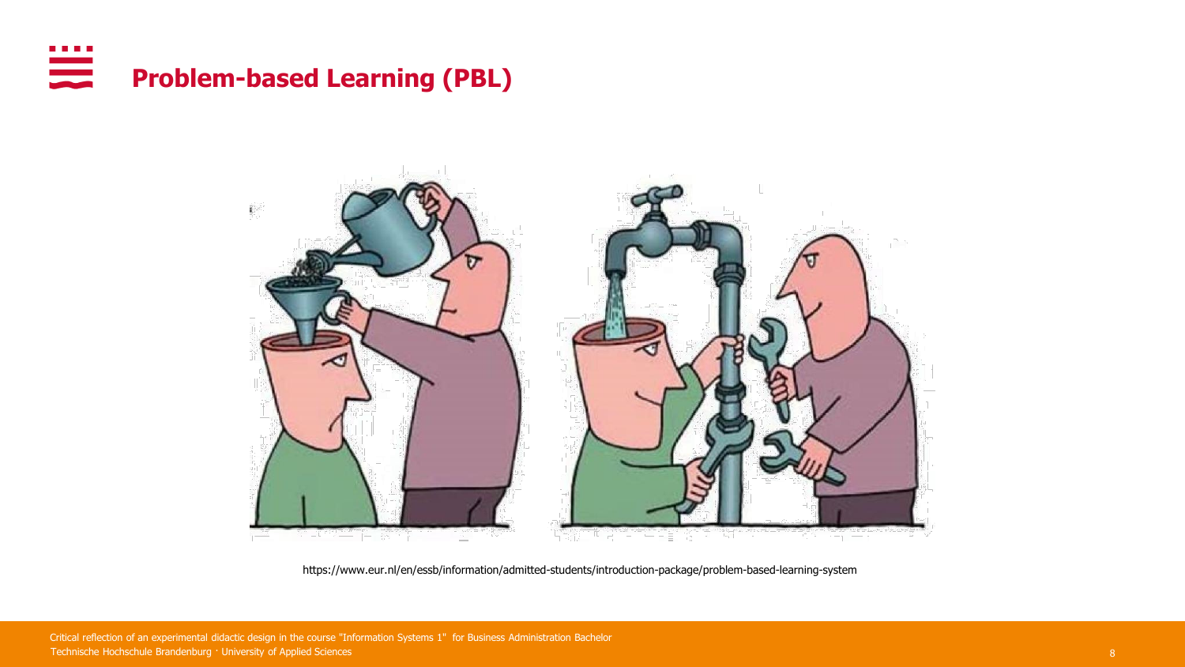# Problem-based Learning (PBL)

https://www.eur.nl/en/essb/information/admitted-students/introduction-package/problem-based-learning-system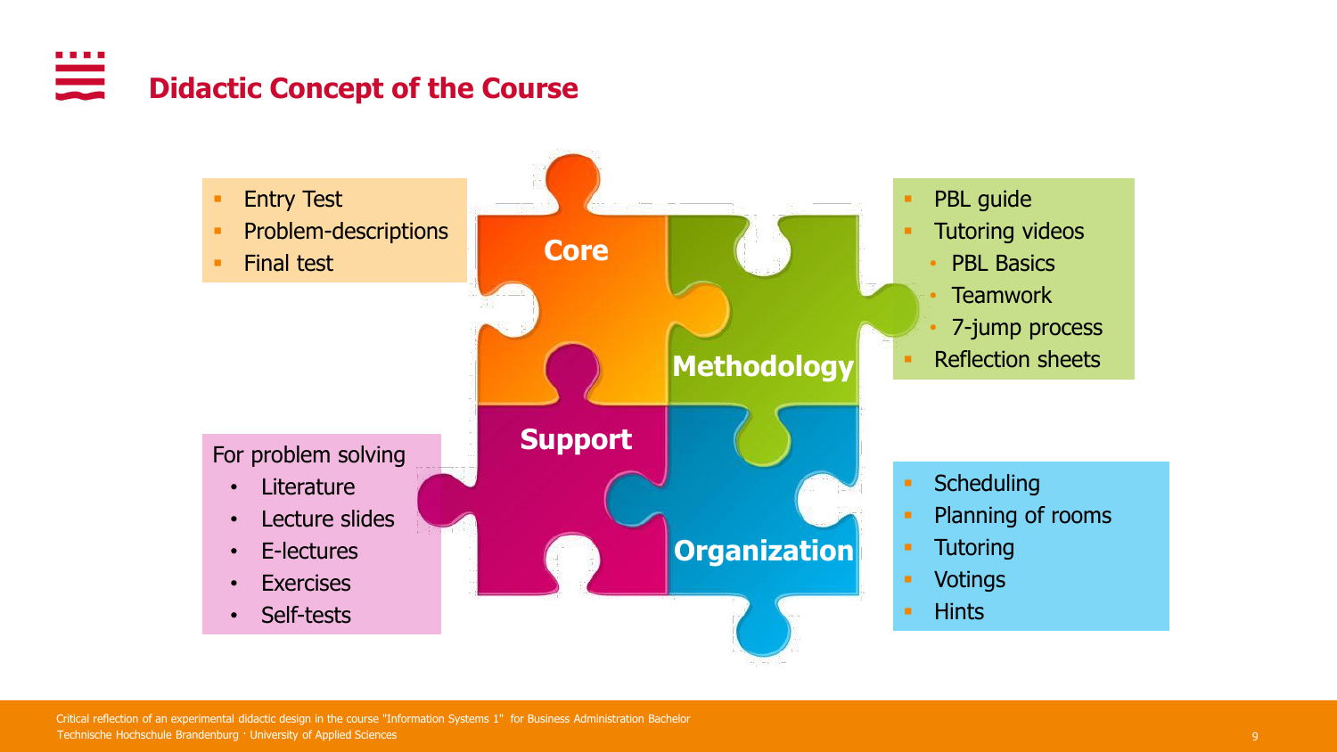# Didactic Concept of the Course

## Core

- Entry Test
- Problem-descriptions
- Final test

## Methodology

- PBL guide
- Tutoring videos
  - PBL Basics
  - Teamwork
  - 7-jump process
- Reflection sheets

## Support

For problem solving

- Literature
- Lecture slides
- E-lectures
- Exercises
- Self-tests

## Organization

- Scheduling
- Planning of rooms
- Tutoring
- Votings
- Hints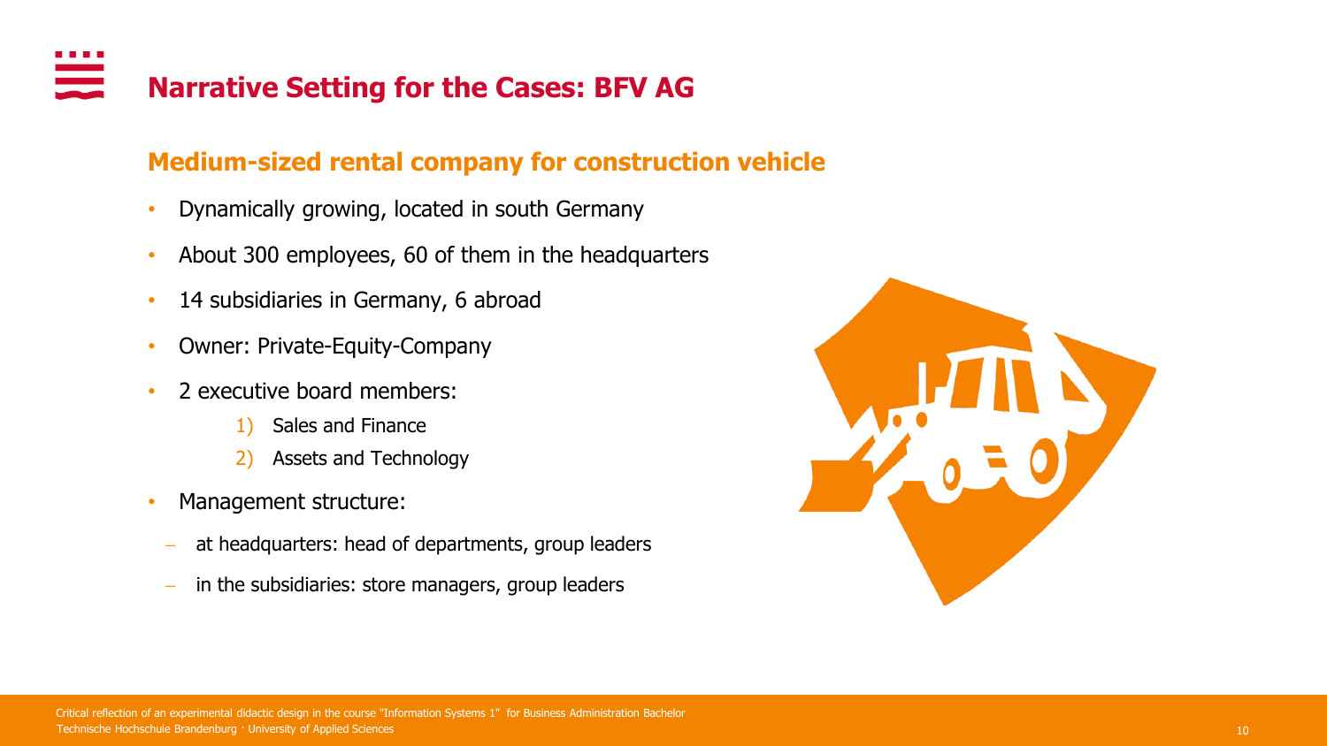# Narrative Setting for the Cases: BFV AG

## Medium-sized rental company for construction vehicle

- Dynamically growing, located in south Germany
- About 300 employees, 60 of them in the headquarters
- 14 subsidiaries in Germany, 6 abroad
- Owner: Private-Equity-Company
- 2 executive board members:
  1) Sales and Finance
  2) Assets and Technology
- Management structure:
  - at headquarters: head of departments, group leaders
  - in the subsidiaries: store managers, group leaders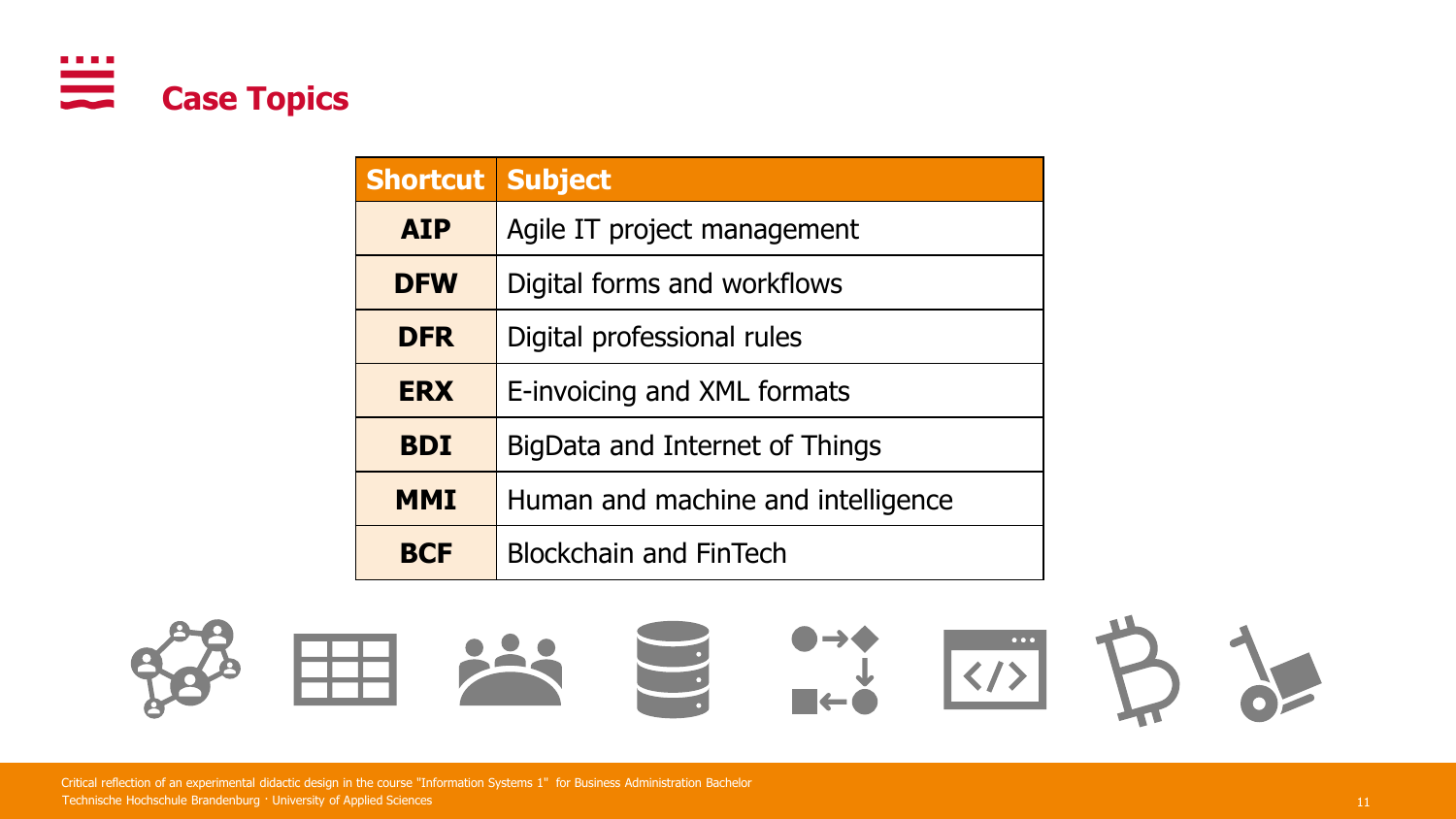# Case Topics

| Shortcut | Subject |
|---|---|
| **AIP** | Agile IT project management |
| **DFW** | Digital forms and workflows |
| **DFR** | Digital professional rules |
| **ERX** | E-invoicing and XML formats |
| **BDI** | BigData and Internet of Things |
| **MMI** | Human and machine and intelligence |
| **BCF** | Blockchain and FinTech |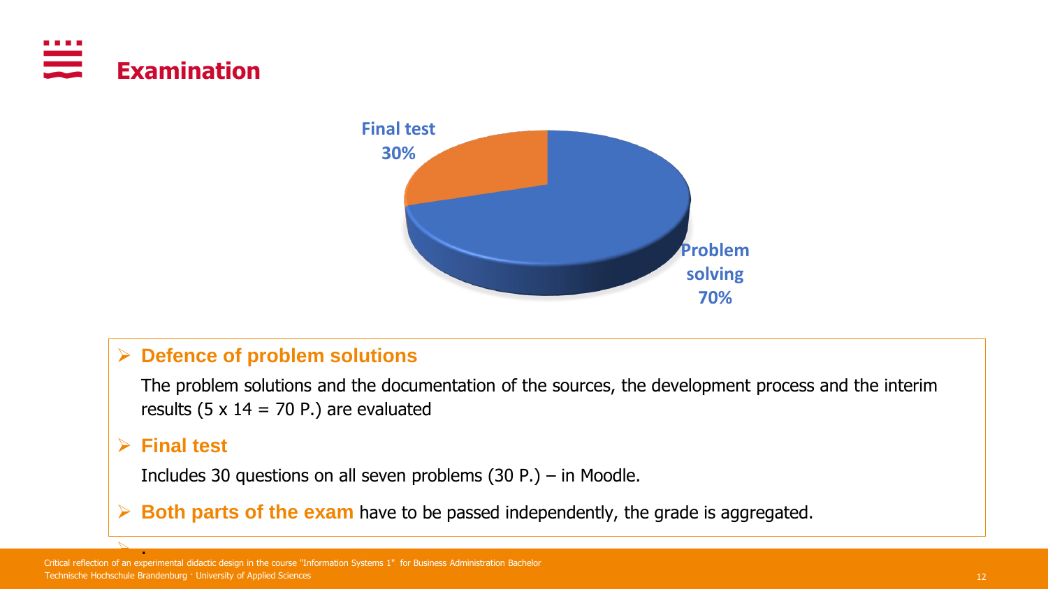# Examination

Final test 30%

Problem solving 70%

- **Defence of problem solutions**

  The problem solutions and the documentation of the sources, the development process and the interim results (5 x 14 = 70 P.) are evaluated

- **Final test**

  Includes 30 questions on all seven problems (30 P.) – in Moodle.

- **Both parts of the exam** have to be passed independently, the grade is aggregated.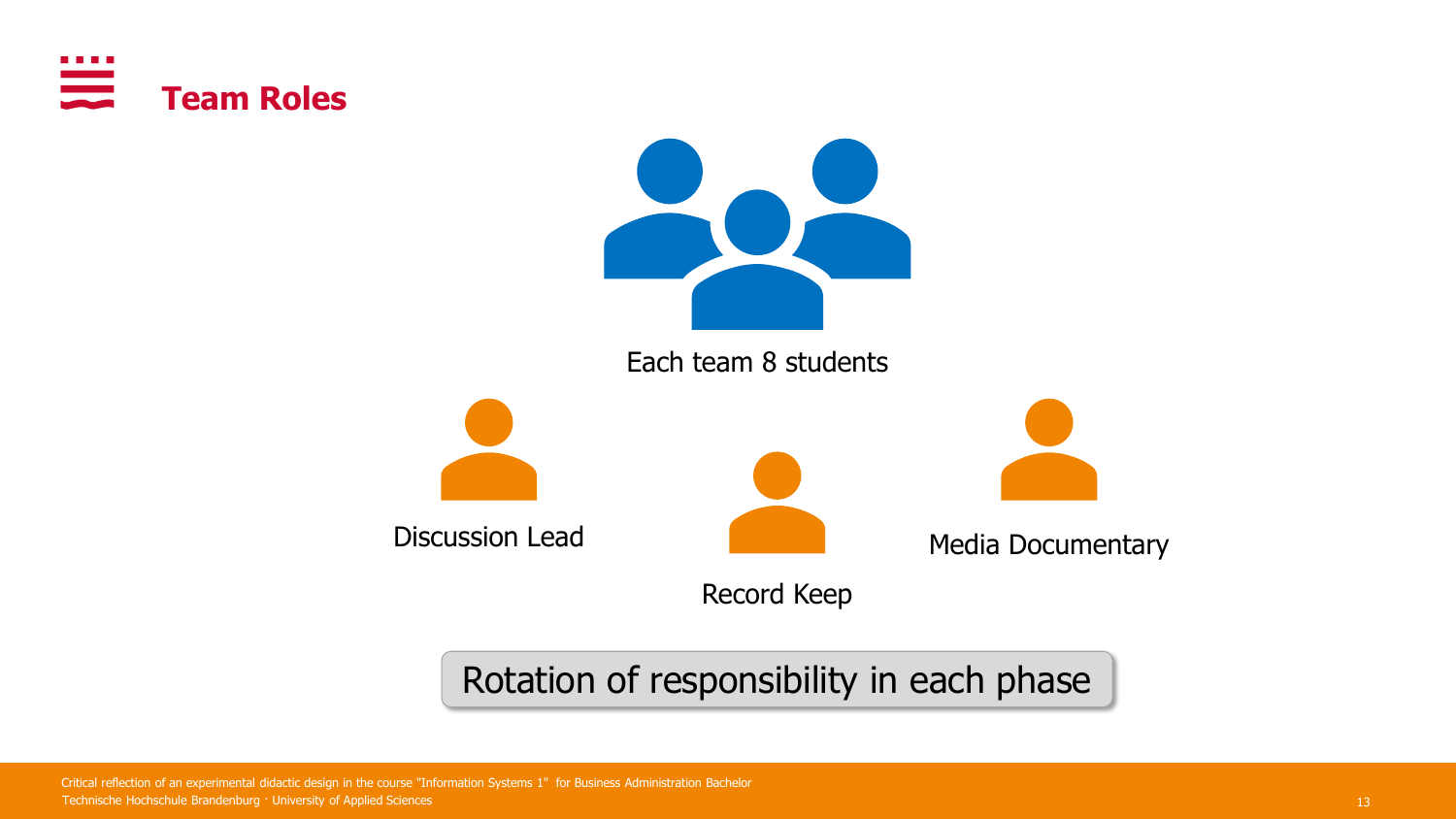# Team Roles

Each team 8 students

Discussion Lead

Record Keep

Media Documentary

Rotation of responsibility in each phase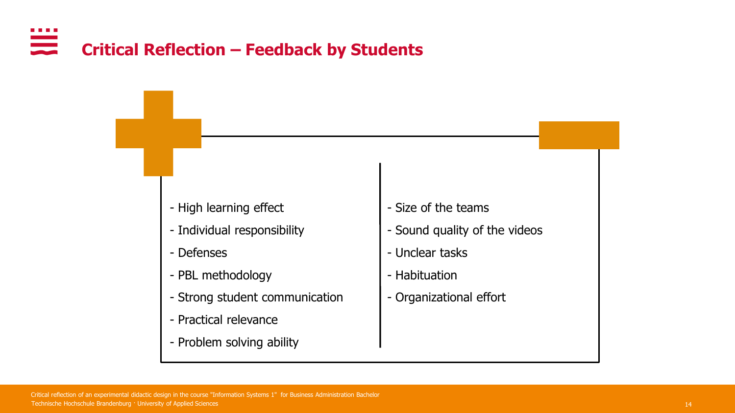# Critical Reflection – Feedback by Students

| + | – |
| --- | --- |
| - High learning effect | - Size of the teams |
| - Individual responsibility | - Sound quality of the videos |
| - Defenses | - Unclear tasks |
| - PBL methodology | - Habituation |
| - Strong student communication | - Organizational effort |
| - Practical relevance | |
| - Problem solving ability | |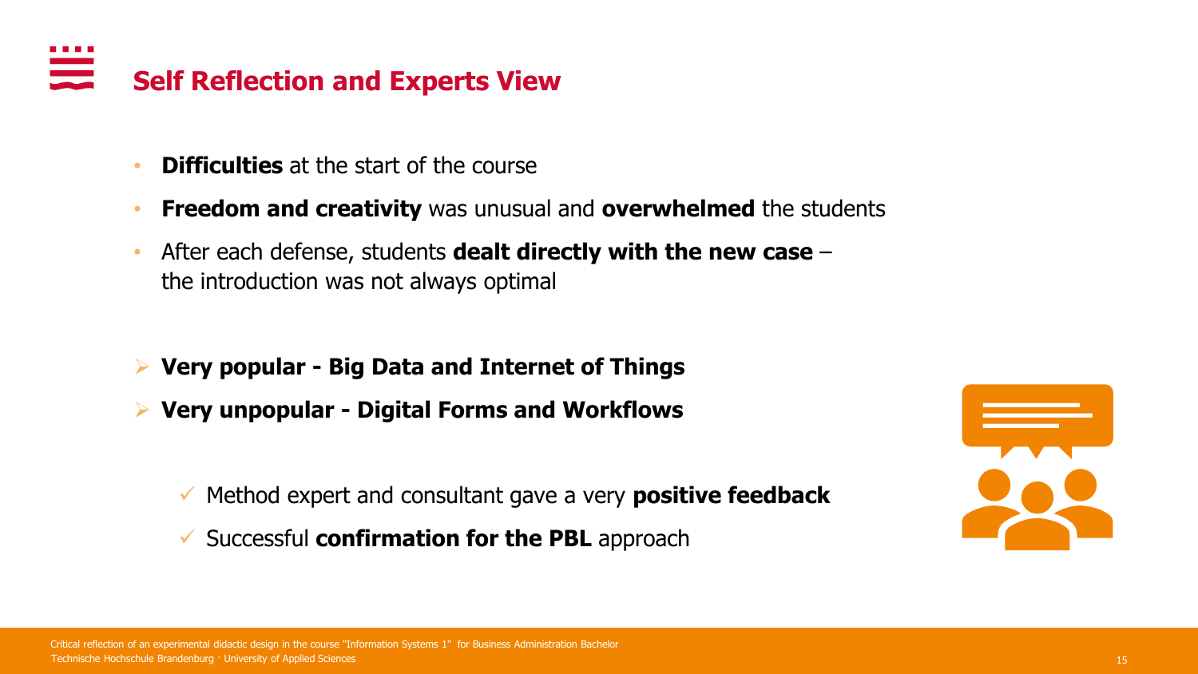# Self Reflection and Experts View

- **Difficulties** at the start of the course
- **Freedom and creativity** was unusual and **overwhelmed** the students
- After each defense, students **dealt directly with the new case** – the introduction was not always optimal

- **Very popular - Big Data and Internet of Things**
- **Very unpopular - Digital Forms and Workflows**

  - ✓ Method expert and consultant gave a very **positive feedback**
  - ✓ Successful **confirmation for the PBL** approach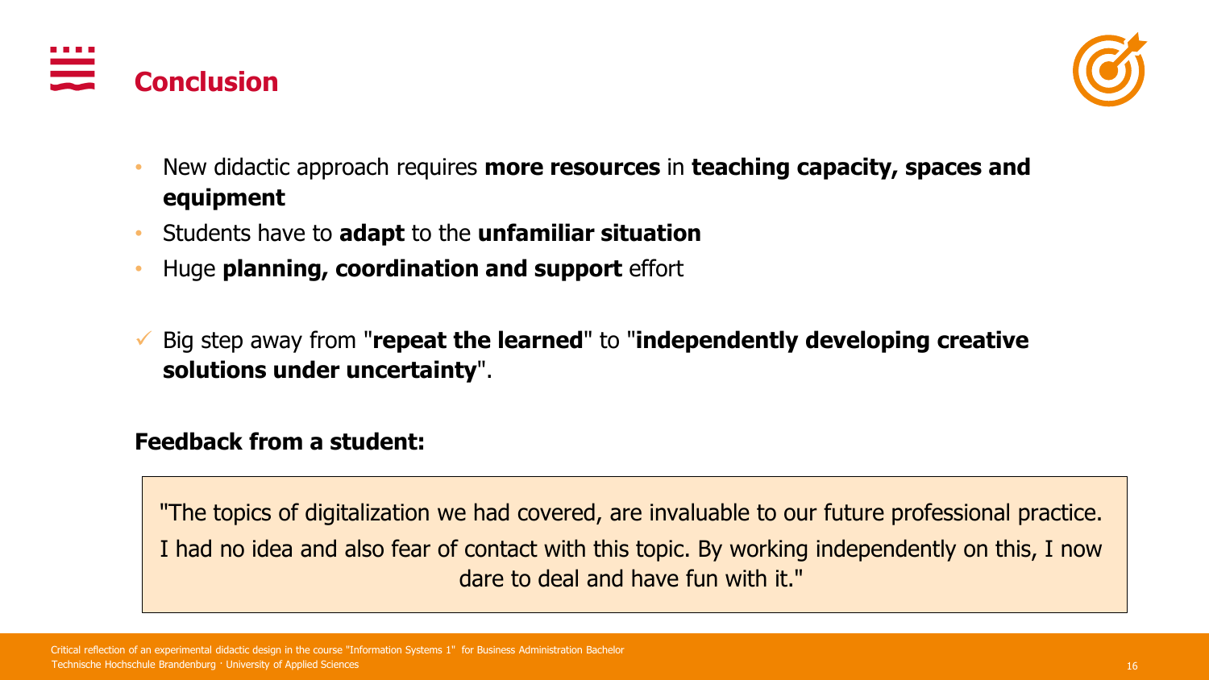# Conclusion

- New didactic approach requires **more resources** in **teaching capacity, spaces and equipment**
- Students have to **adapt** to the **unfamiliar situation**
- Huge **planning, coordination and support** effort

✓ Big step away from "**repeat the learned**" to "**independently developing creative solutions under uncertainty**".

**Feedback from a student:**

> "The topics of digitalization we had covered, are invaluable to our future professional practice. I had no idea and also fear of contact with this topic. By working independently on this, I now dare to deal and have fun with it."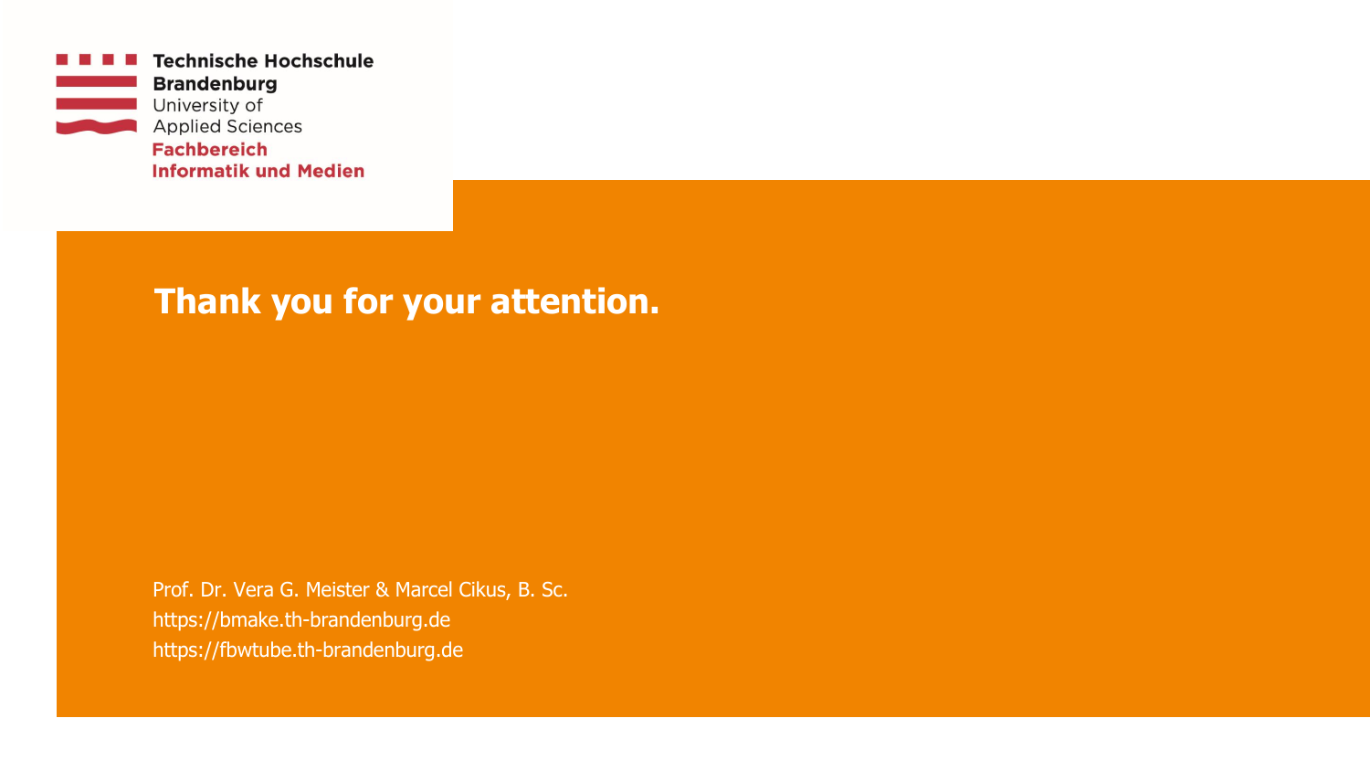Technische Hochschule
Brandenburg
University of
Applied Sciences
Fachbereich
Informatik und Medien

# Thank you for your attention.

Prof. Dr. Vera G. Meister & Marcel Cikus, B. Sc.
https://bmake.th-brandenburg.de
https://fbwtube.th-brandenburg.de